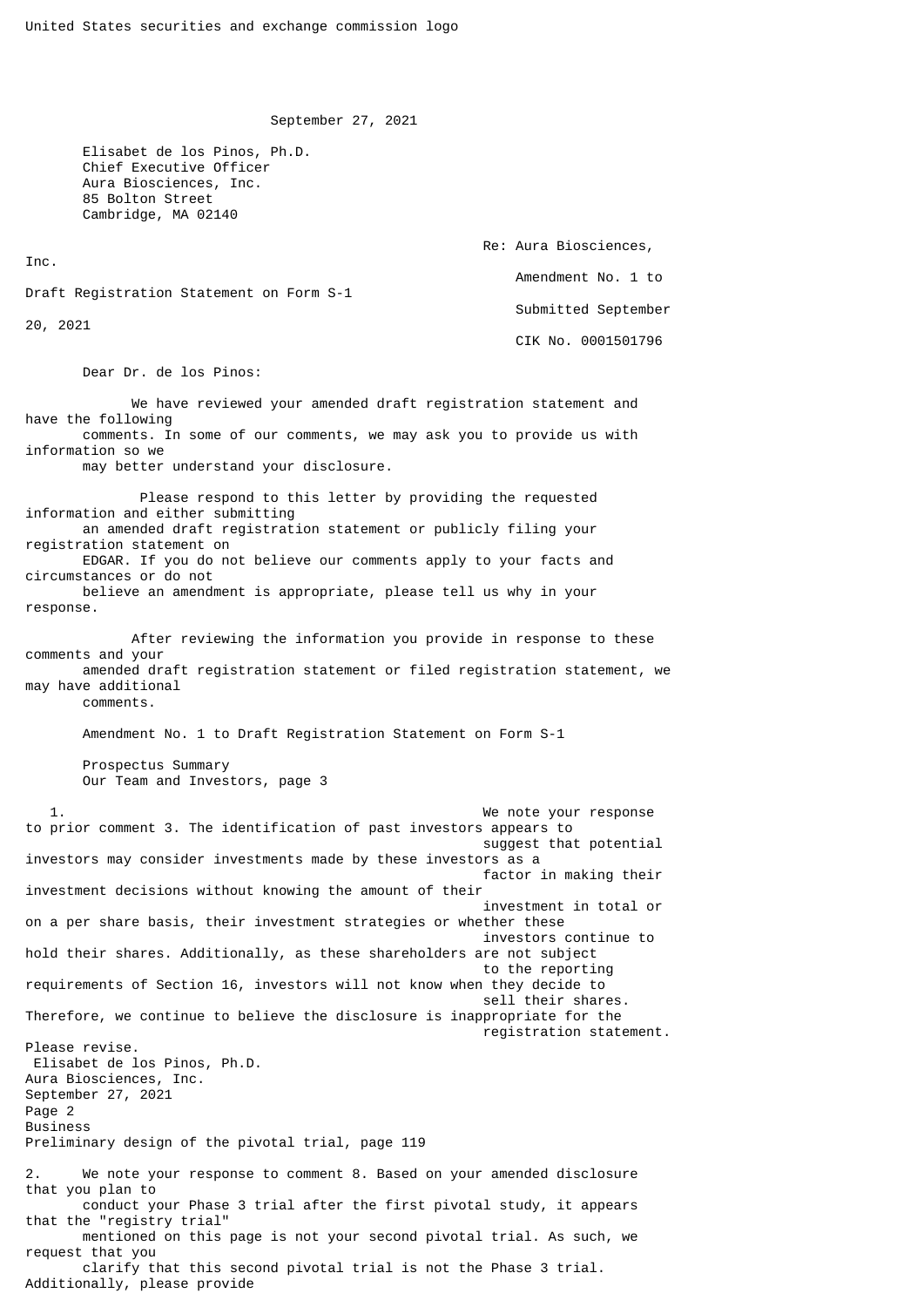United States securities and exchange commission logo

September 27, 2021

Elisabet de los Pinos, Ph.D.
Chief Executive Officer
Aura Biosciences, Inc.
85 Bolton Street
Cambridge, MA 02140

Re: Aura Biosciences, Inc.
Amendment No. 1 to Draft Registration Statement on Form S-1
Submitted September 20, 2021
CIK No. 0001501796

Dear Dr. de los Pinos:

We have reviewed your amended draft registration statement and have the following comments. In some of our comments, we may ask you to provide us with information so we may better understand your disclosure.

Please respond to this letter by providing the requested information and either submitting an amended draft registration statement or publicly filing your registration statement on EDGAR. If you do not believe our comments apply to your facts and circumstances or do not believe an amendment is appropriate, please tell us why in your response.

After reviewing the information you provide in response to these comments and your amended draft registration statement or filed registration statement, we may have additional comments.

Amendment No. 1 to Draft Registration Statement on Form S-1

Prospectus Summary
Our Team and Investors, page 3

1. We note your response to prior comment 3. The identification of past investors appears to suggest that potential investors may consider investments made by these investors as a factor in making their investment decisions without knowing the amount of their investment in total or on a per share basis, their investment strategies or whether these investors continue to hold their shares. Additionally, as these shareholders are not subject to the reporting requirements of Section 16, investors will not know when they decide to sell their shares. Therefore, we continue to believe the disclosure is inappropriate for the registration statement. Please revise.

Business
Preliminary design of the pivotal trial, page 119

2. We note your response to comment 8. Based on your amended disclosure that you plan to conduct your Phase 3 trial after the first pivotal study, it appears that the "registry trial" mentioned on this page is not your second pivotal trial. As such, we request that you clarify that this second pivotal trial is not the Phase 3 trial. Additionally, please provide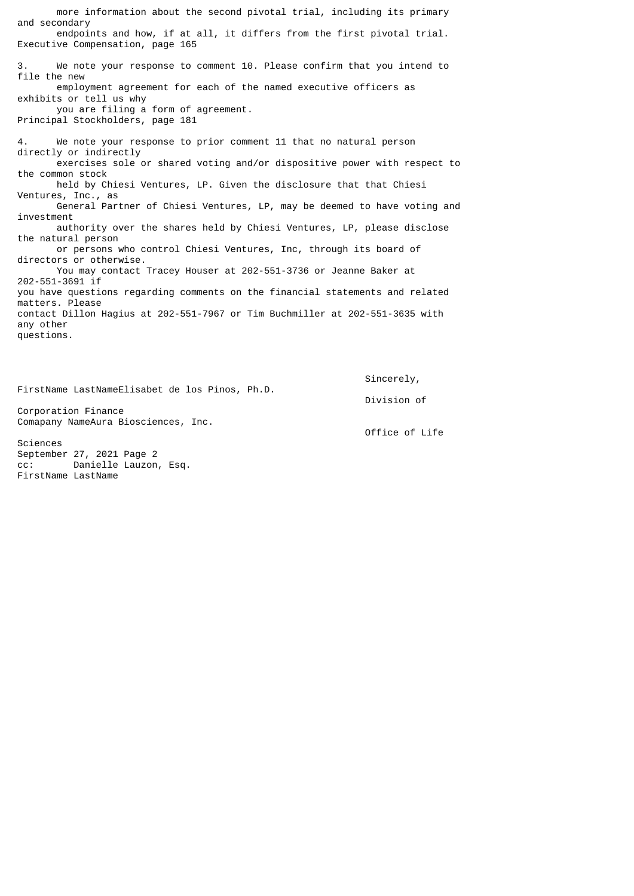more information about the second pivotal trial, including its primary and secondary endpoints and how, if at all, it differs from the first pivotal trial.

Executive Compensation, page 165

3. We note your response to comment 10. Please confirm that you intend to file the new employment agreement for each of the named executive officers as exhibits or tell us why you are filing a form of agreement.

Principal Stockholders, page 181

4. We note your response to prior comment 11 that no natural person directly or indirectly exercises sole or shared voting and/or dispositive power with respect to the common stock held by Chiesi Ventures, LP. Given the disclosure that that Chiesi Ventures, Inc., as General Partner of Chiesi Ventures, LP, may be deemed to have voting and investment authority over the shares held by Chiesi Ventures, LP, please disclose the natural person or persons who control Chiesi Ventures, Inc, through its board of directors or otherwise.

You may contact Tracey Houser at 202-551-3736 or Jeanne Baker at 202-551-3691 if you have questions regarding comments on the financial statements and related matters. Please contact Dillon Hagius at 202-551-7967 or Tim Buchmiller at 202-551-3635 with any other questions.

Sincerely,

Division of Corporation Finance

Office of Life Sciences

FirstName LastNameElisabet de los Pinos, Ph.D.

Comapany NameAura Biosciences, Inc.

September 27, 2021 Page 2

cc: Danielle Lauzon, Esq.

FirstName LastName